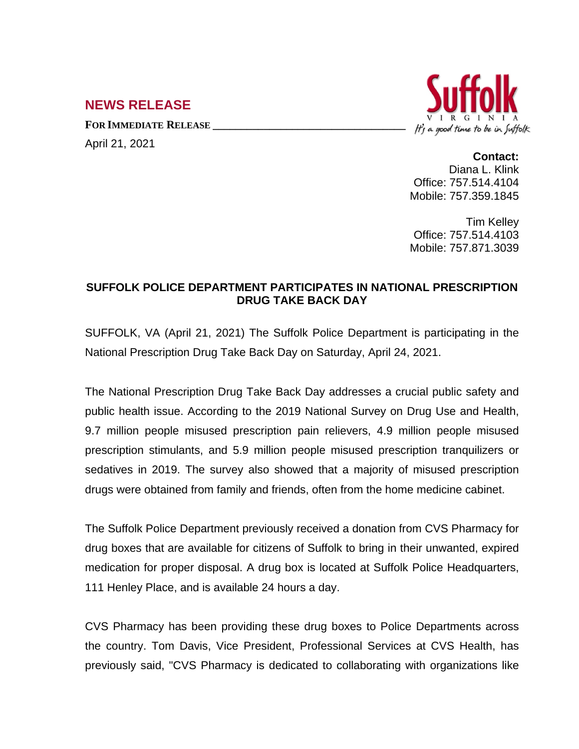# NEWS RELEASE

**FOR IMMEDIATE RELEASE**

April 21, 2021

**Contact:**
Diana L. Klink
Office: 757.514.4104
Mobile: 757.359.1845

Tim Kelley
Office: 757.514.4103
Mobile: 757.871.3039

## SUFFOLK POLICE DEPARTMENT PARTICIPATES IN NATIONAL PRESCRIPTION DRUG TAKE BACK DAY

SUFFOLK, VA (April 21, 2021) The Suffolk Police Department is participating in the National Prescription Drug Take Back Day on Saturday, April 24, 2021.

The National Prescription Drug Take Back Day addresses a crucial public safety and public health issue. According to the 2019 National Survey on Drug Use and Health, 9.7 million people misused prescription pain relievers, 4.9 million people misused prescription stimulants, and 5.9 million people misused prescription tranquilizers or sedatives in 2019. The survey also showed that a majority of misused prescription drugs were obtained from family and friends, often from the home medicine cabinet.

The Suffolk Police Department previously received a donation from CVS Pharmacy for drug boxes that are available for citizens of Suffolk to bring in their unwanted, expired medication for proper disposal. A drug box is located at Suffolk Police Headquarters, 111 Henley Place, and is available 24 hours a day.

CVS Pharmacy has been providing these drug boxes to Police Departments across the country. Tom Davis, Vice President, Professional Services at CVS Health, has previously said, "CVS Pharmacy is dedicated to collaborating with organizations like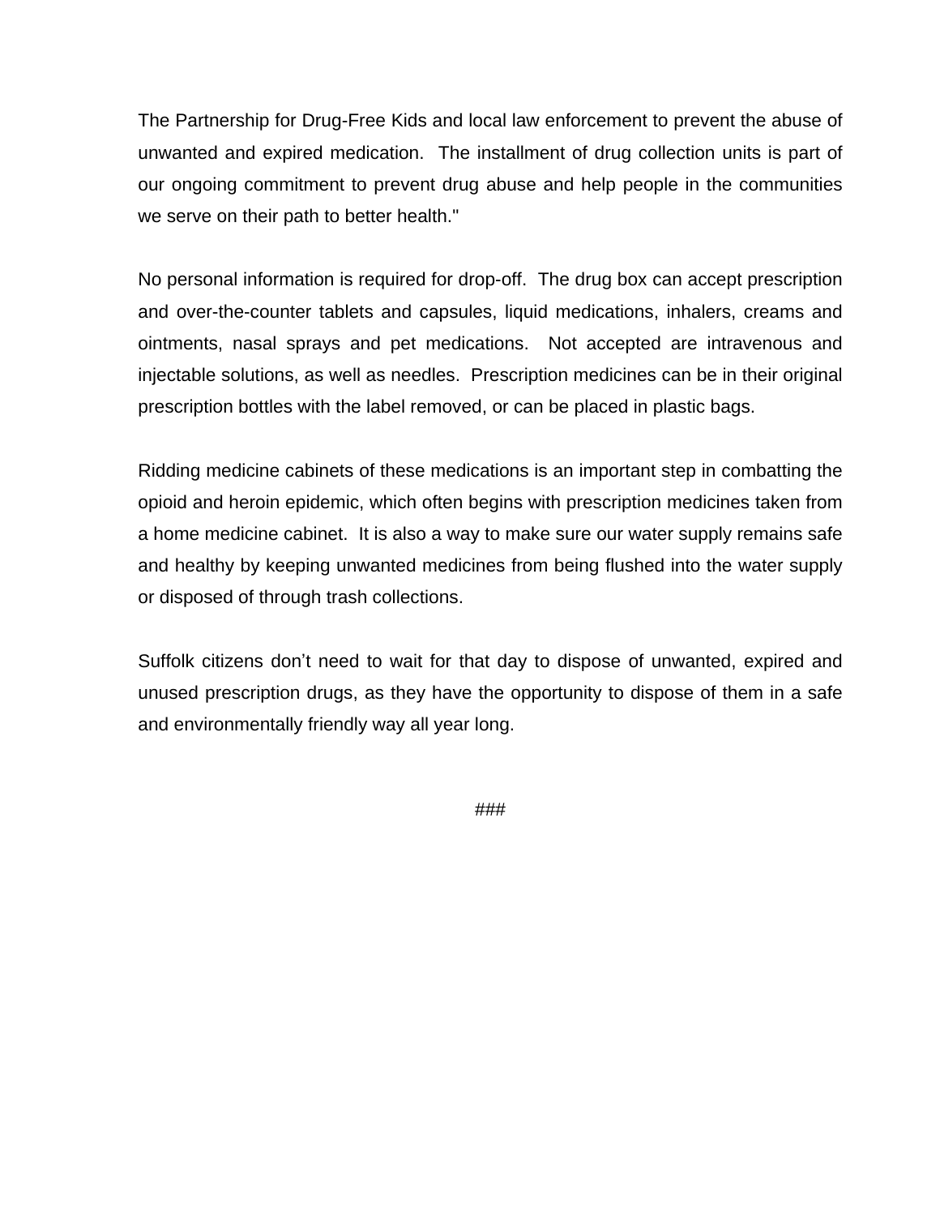The Partnership for Drug-Free Kids and local law enforcement to prevent the abuse of unwanted and expired medication.  The installment of drug collection units is part of our ongoing commitment to prevent drug abuse and help people in the communities we serve on their path to better health."

No personal information is required for drop-off.  The drug box can accept prescription and over-the-counter tablets and capsules, liquid medications, inhalers, creams and ointments, nasal sprays and pet medications.  Not accepted are intravenous and injectable solutions, as well as needles.  Prescription medicines can be in their original prescription bottles with the label removed, or can be placed in plastic bags.

Ridding medicine cabinets of these medications is an important step in combatting the opioid and heroin epidemic, which often begins with prescription medicines taken from a home medicine cabinet.  It is also a way to make sure our water supply remains safe and healthy by keeping unwanted medicines from being flushed into the water supply or disposed of through trash collections.

Suffolk citizens don't need to wait for that day to dispose of unwanted, expired and unused prescription drugs, as they have the opportunity to dispose of them in a safe and environmentally friendly way all year long.

###